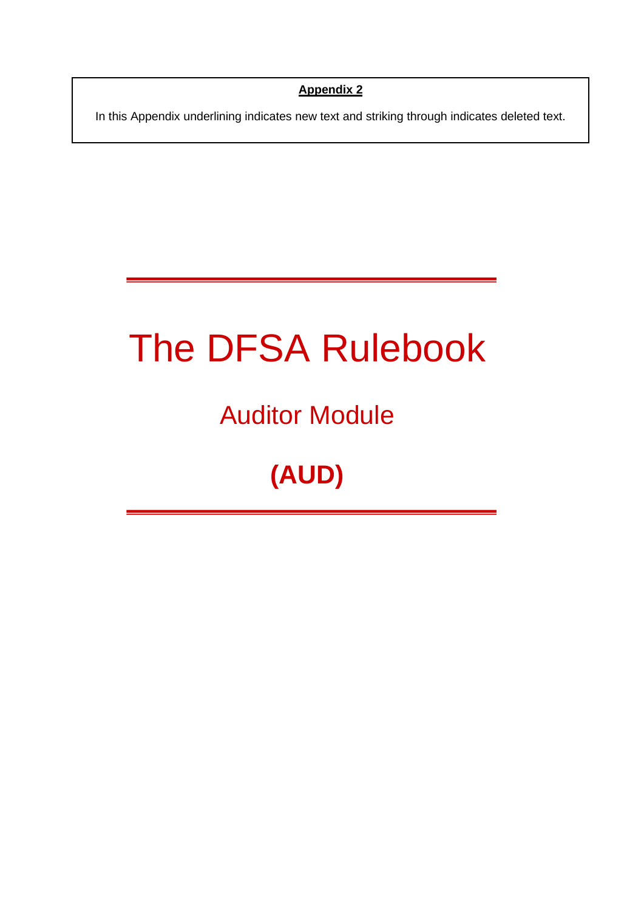**Appendix 2**

In this Appendix underlining indicates new text and striking through indicates deleted text.

# The DFSA Rulebook

## Auditor Module

## **(AUD)**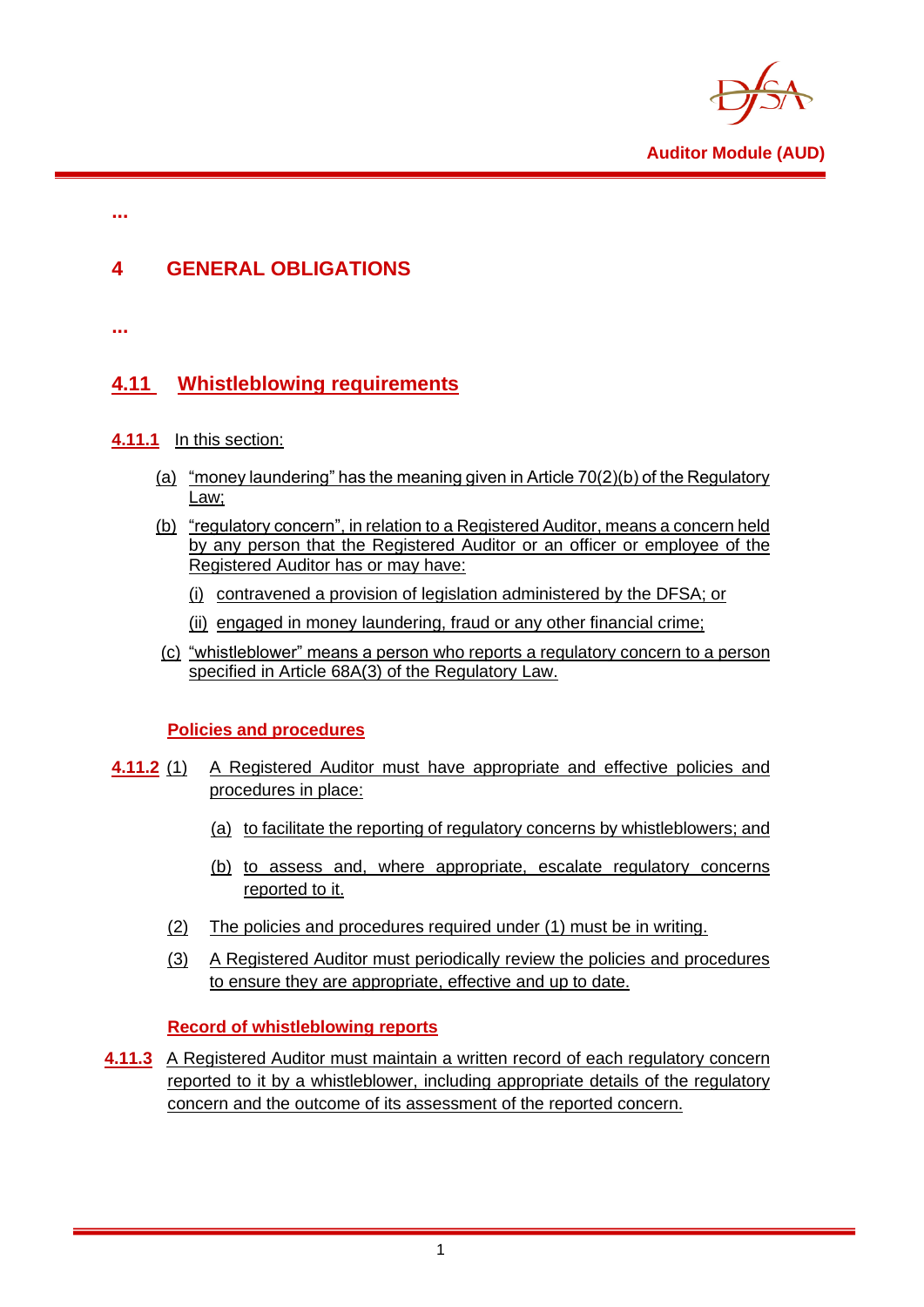...

# 4 GENERAL OBLIGATIONS

...

## 4.11 Whistleblowing requirements

**4.11.1** In this section:

(a) "money laundering" has the meaning given in Article 70(2)(b) of the Regulatory Law;

(b) "regulatory concern", in relation to a Registered Auditor, means a concern held by any person that the Registered Auditor or an officer or employee of the Registered Auditor has or may have:

(i) contravened a provision of legislation administered by the DFSA; or

(ii) engaged in money laundering, fraud or any other financial crime;

(c) "whistleblower" means a person who reports a regulatory concern to a person specified in Article 68A(3) of the Regulatory Law.

### Policies and procedures

**4.11.2** (1) A Registered Auditor must have appropriate and effective policies and procedures in place:

(a) to facilitate the reporting of regulatory concerns by whistleblowers; and

(b) to assess and, where appropriate, escalate regulatory concerns reported to it.

(2) The policies and procedures required under (1) must be in writing.

(3) A Registered Auditor must periodically review the policies and procedures to ensure they are appropriate, effective and up to date.

### Record of whistleblowing reports

**4.11.3** A Registered Auditor must maintain a written record of each regulatory concern reported to it by a whistleblower, including appropriate details of the regulatory concern and the outcome of its assessment of the reported concern.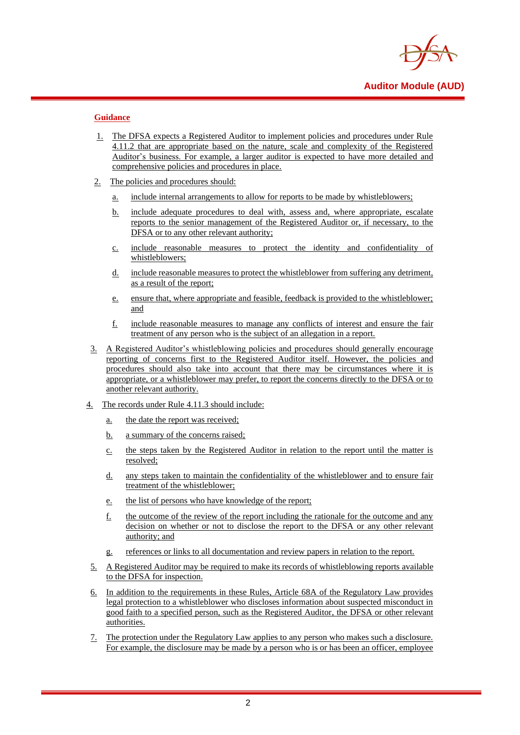**Guidance**

1. The DFSA expects a Registered Auditor to implement policies and procedures under Rule 4.11.2 that are appropriate based on the nature, scale and complexity of the Registered Auditor's business. For example, a larger auditor is expected to have more detailed and comprehensive policies and procedures in place.

2. The policies and procedures should:

   a. include internal arrangements to allow for reports to be made by whistleblowers;

   b. include adequate procedures to deal with, assess and, where appropriate, escalate reports to the senior management of the Registered Auditor or, if necessary, to the DFSA or to any other relevant authority;

   c. include reasonable measures to protect the identity and confidentiality of whistleblowers;

   d. include reasonable measures to protect the whistleblower from suffering any detriment, as a result of the report;

   e. ensure that, where appropriate and feasible, feedback is provided to the whistleblower; and

   f. include reasonable measures to manage any conflicts of interest and ensure the fair treatment of any person who is the subject of an allegation in a report.

3. A Registered Auditor's whistleblowing policies and procedures should generally encourage reporting of concerns first to the Registered Auditor itself. However, the policies and procedures should also take into account that there may be circumstances where it is appropriate, or a whistleblower may prefer, to report the concerns directly to the DFSA or to another relevant authority.

4. The records under Rule 4.11.3 should include:

   a. the date the report was received;

   b. a summary of the concerns raised;

   c. the steps taken by the Registered Auditor in relation to the report until the matter is resolved;

   d. any steps taken to maintain the confidentiality of the whistleblower and to ensure fair treatment of the whistleblower;

   e. the list of persons who have knowledge of the report;

   f. the outcome of the review of the report including the rationale for the outcome and any decision on whether or not to disclose the report to the DFSA or any other relevant authority; and

   g. references or links to all documentation and review papers in relation to the report.

5. A Registered Auditor may be required to make its records of whistleblowing reports available to the DFSA for inspection.

6. In addition to the requirements in these Rules, Article 68A of the Regulatory Law provides legal protection to a whistleblower who discloses information about suspected misconduct in good faith to a specified person, such as the Registered Auditor, the DFSA or other relevant authorities.

7. The protection under the Regulatory Law applies to any person who makes such a disclosure. For example, the disclosure may be made by a person who is or has been an officer, employee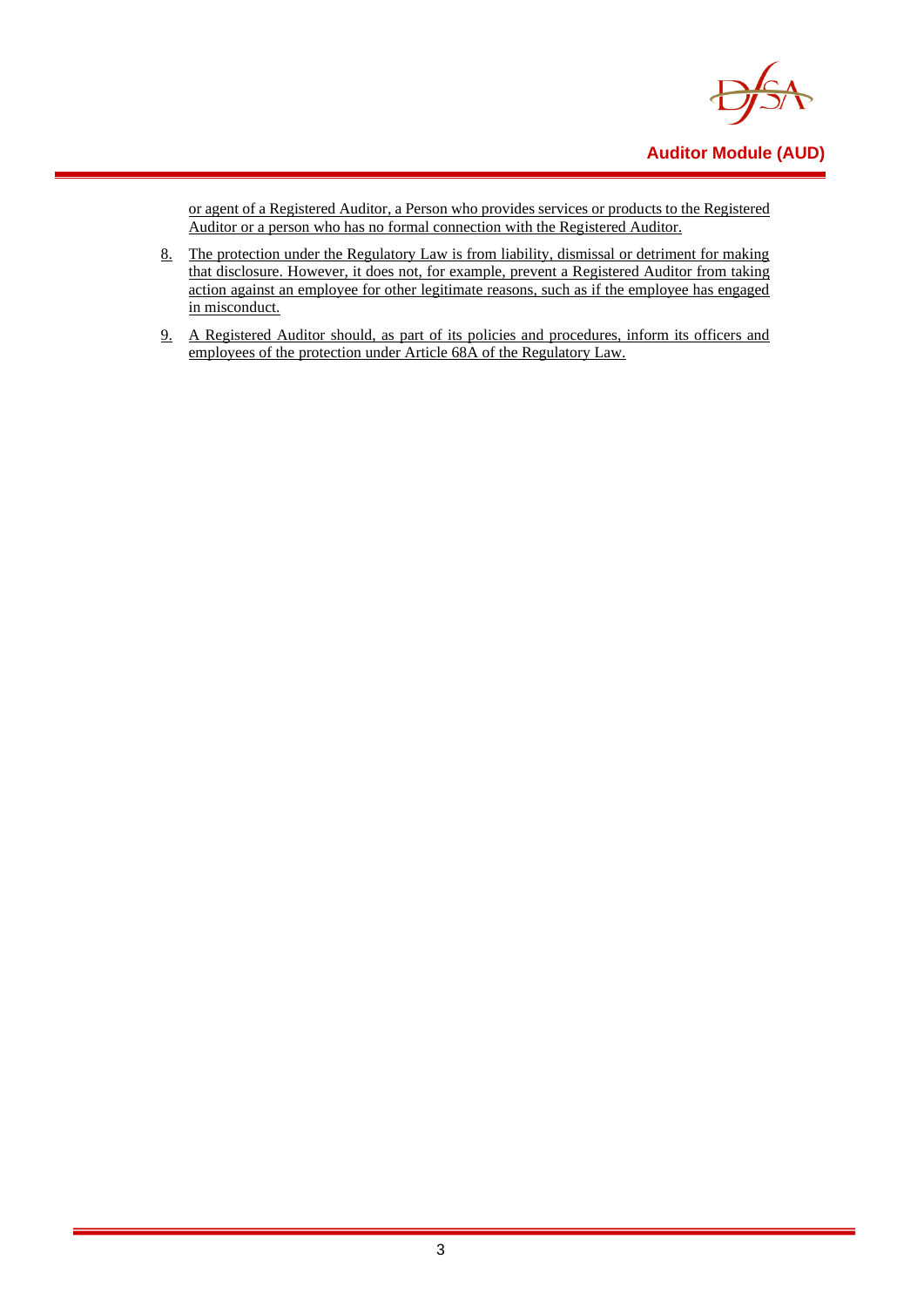or agent of a Registered Auditor, a Person who provides services or products to the Registered Auditor or a person who has no formal connection with the Registered Auditor.

8. The protection under the Regulatory Law is from liability, dismissal or detriment for making that disclosure. However, it does not, for example, prevent a Registered Auditor from taking action against an employee for other legitimate reasons, such as if the employee has engaged in misconduct.

9. A Registered Auditor should, as part of its policies and procedures, inform its officers and employees of the protection under Article 68A of the Regulatory Law.